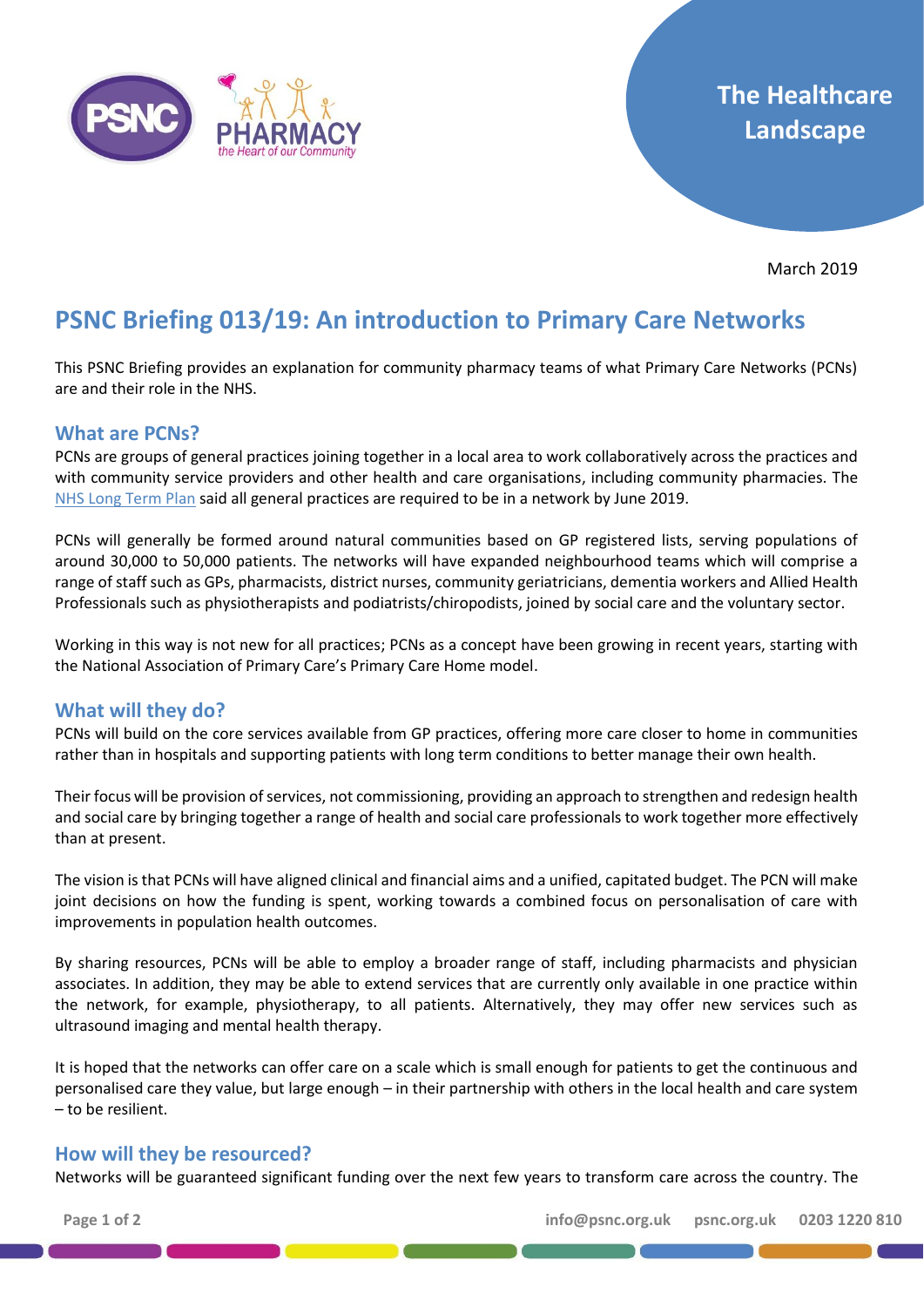The Healthcare Landscape

March 2019

# PSNC Briefing 013/19: An introduction to Primary Care Networks

This PSNC Briefing provides an explanation for community pharmacy teams of what Primary Care Networks (PCNs) are and their role in the NHS.

## What are PCNs?

PCNs are groups of general practices joining together in a local area to work collaboratively across the practices and with community service providers and other health and care organisations, including community pharmacies. The NHS Long Term Plan said all general practices are required to be in a network by June 2019.

PCNs will generally be formed around natural communities based on GP registered lists, serving populations of around 30,000 to 50,000 patients. The networks will have expanded neighbourhood teams which will comprise a range of staff such as GPs, pharmacists, district nurses, community geriatricians, dementia workers and Allied Health Professionals such as physiotherapists and podiatrists/chiropodists, joined by social care and the voluntary sector.

Working in this way is not new for all practices; PCNs as a concept have been growing in recent years, starting with the National Association of Primary Care's Primary Care Home model.

## What will they do?

PCNs will build on the core services available from GP practices, offering more care closer to home in communities rather than in hospitals and supporting patients with long term conditions to better manage their own health.

Their focus will be provision of services, not commissioning, providing an approach to strengthen and redesign health and social care by bringing together a range of health and social care professionals to work together more effectively than at present.

The vision is that PCNs will have aligned clinical and financial aims and a unified, capitated budget. The PCN will make joint decisions on how the funding is spent, working towards a combined focus on personalisation of care with improvements in population health outcomes.

By sharing resources, PCNs will be able to employ a broader range of staff, including pharmacists and physician associates. In addition, they may be able to extend services that are currently only available in one practice within the network, for example, physiotherapy, to all patients. Alternatively, they may offer new services such as ultrasound imaging and mental health therapy.

It is hoped that the networks can offer care on a scale which is small enough for patients to get the continuous and personalised care they value, but large enough – in their partnership with others in the local health and care system – to be resilient.

## How will they be resourced?

Networks will be guaranteed significant funding over the next few years to transform care across the country. The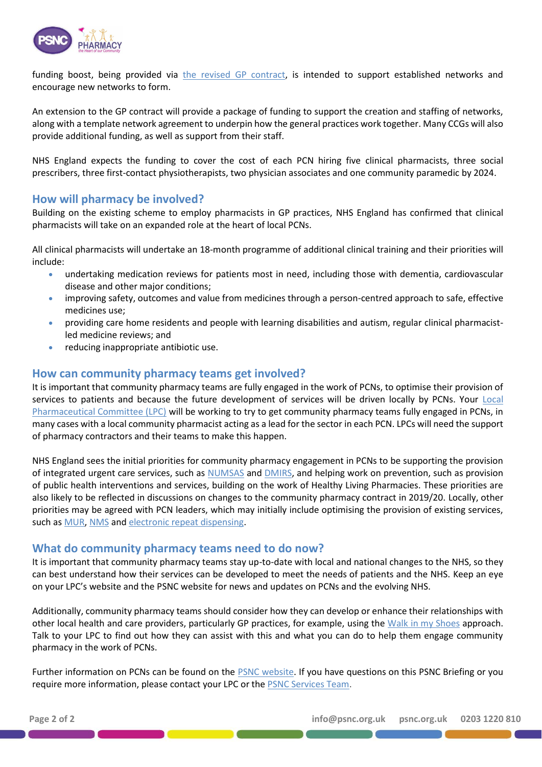funding boost, being provided via the revised GP contract, is intended to support established networks and encourage new networks to form.

An extension to the GP contract will provide a package of funding to support the creation and staffing of networks, along with a template network agreement to underpin how the general practices work together. Many CCGs will also provide additional funding, as well as support from their staff.

NHS England expects the funding to cover the cost of each PCN hiring five clinical pharmacists, three social prescribers, three first-contact physiotherapists, two physician associates and one community paramedic by 2024.

## How will pharmacy be involved?

Building on the existing scheme to employ pharmacists in GP practices, NHS England has confirmed that clinical pharmacists will take on an expanded role at the heart of local PCNs.

All clinical pharmacists will undertake an 18-month programme of additional clinical training and their priorities will include:

- undertaking medication reviews for patients most in need, including those with dementia, cardiovascular disease and other major conditions;
- improving safety, outcomes and value from medicines through a person-centred approach to safe, effective medicines use;
- providing care home residents and people with learning disabilities and autism, regular clinical pharmacist-led medicine reviews; and
- reducing inappropriate antibiotic use.

## How can community pharmacy teams get involved?

It is important that community pharmacy teams are fully engaged in the work of PCNs, to optimise their provision of services to patients and because the future development of services will be driven locally by PCNs. Your Local Pharmaceutical Committee (LPC) will be working to try to get community pharmacy teams fully engaged in PCNs, in many cases with a local community pharmacist acting as a lead for the sector in each PCN. LPCs will need the support of pharmacy contractors and their teams to make this happen.

NHS England sees the initial priorities for community pharmacy engagement in PCNs to be supporting the provision of integrated urgent care services, such as NUMSAS and DMIRS, and helping work on prevention, such as provision of public health interventions and services, building on the work of Healthy Living Pharmacies. These priorities are also likely to be reflected in discussions on changes to the community pharmacy contract in 2019/20. Locally, other priorities may be agreed with PCN leaders, which may initially include optimising the provision of existing services, such as MUR, NMS and electronic repeat dispensing.

## What do community pharmacy teams need to do now?

It is important that community pharmacy teams stay up-to-date with local and national changes to the NHS, so they can best understand how their services can be developed to meet the needs of patients and the NHS. Keep an eye on your LPC's website and the PSNC website for news and updates on PCNs and the evolving NHS.

Additionally, community pharmacy teams should consider how they can develop or enhance their relationships with other local health and care providers, particularly GP practices, for example, using the Walk in my Shoes approach. Talk to your LPC to find out how they can assist with this and what you can do to help them engage community pharmacy in the work of PCNs.

Further information on PCNs can be found on the PSNC website. If you have questions on this PSNC Briefing or you require more information, please contact your LPC or the PSNC Services Team.